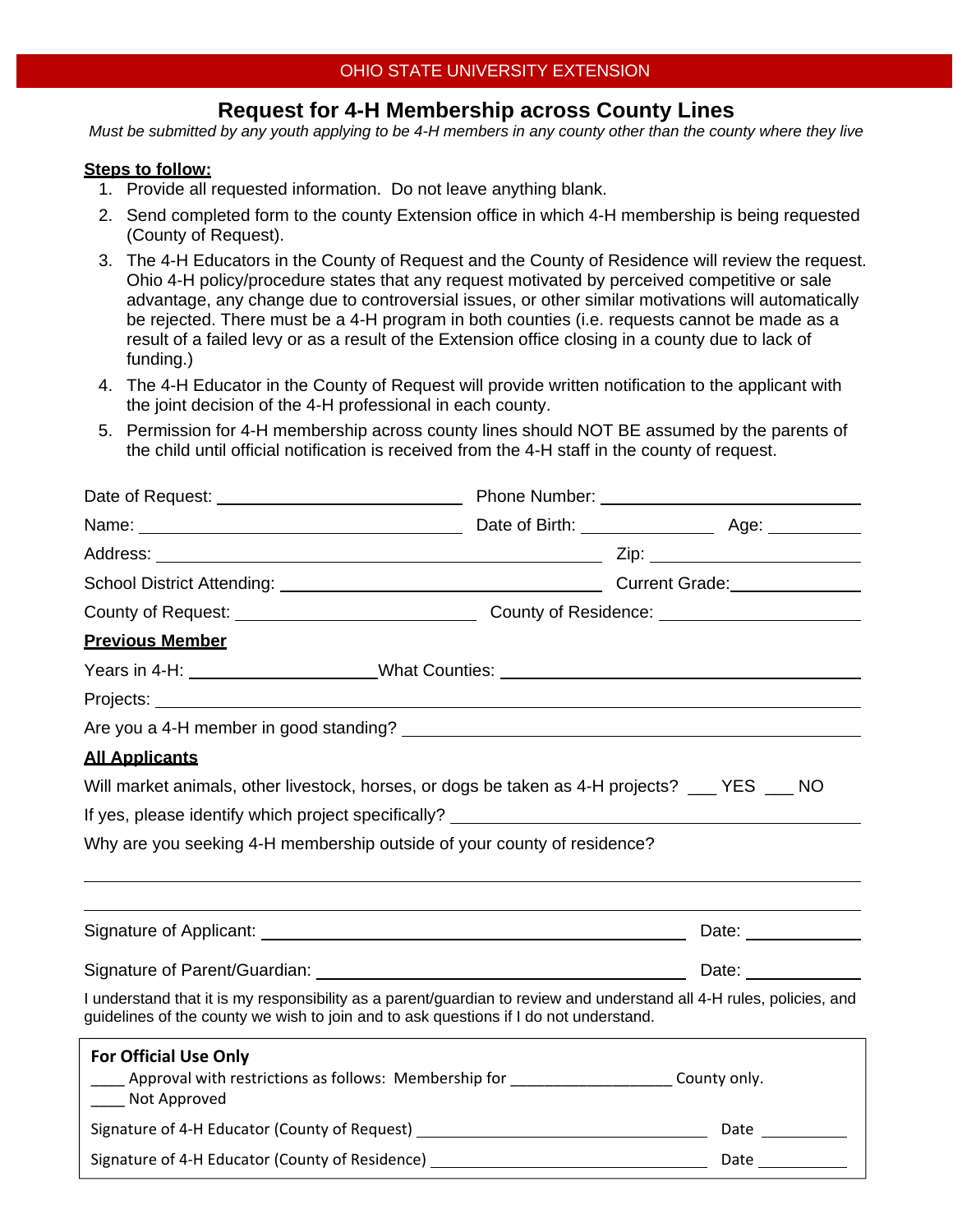OHIO STATE UNIVERSITY EXTENSION

# Request for 4-H Membership across County Lines

*Must be submitted by any youth applying to be 4-H members in any county other than the county where they live*

**Steps to follow:**

1. Provide all requested information. Do not leave anything blank.
2. Send completed form to the county Extension office in which 4-H membership is being requested (County of Request).
3. The 4-H Educators in the County of Request and the County of Residence will review the request. Ohio 4-H policy/procedure states that any request motivated by perceived competitive or sale advantage, any change due to controversial issues, or other similar motivations will automatically be rejected. There must be a 4-H program in both counties (i.e. requests cannot be made as a result of a failed levy or as a result of the Extension office closing in a county due to lack of funding.)
4. The 4-H Educator in the County of Request will provide written notification to the applicant with the joint decision of the 4-H professional in each county.
5. Permission for 4-H membership across county lines should NOT BE assumed by the parents of the child until official notification is received from the 4-H staff in the county of request.

Date of Request: ____________________ Phone Number: ____________________

Name: ____________________ Date of Birth: ____________ Age: ________

Address: ____________________ Zip: ____________

School District Attending: ____________________ Current Grade: ____________

County of Request: ____________________ County of Residence: ____________________

**Previous Member**

Years in 4-H: ____________ What Counties: ____________________

Projects: ____________________

Are you a 4-H member in good standing? ____________________

**All Applicants**

Will market animals, other livestock, horses, or dogs be taken as 4-H projects? ___ YES ___ NO

If yes, please identify which project specifically? ____________________

Why are you seeking 4-H membership outside of your county of residence?

____________________

____________________

Signature of Applicant: ____________________ Date: ____________

Signature of Parent/Guardian: ____________________ Date: ____________

I understand that it is my responsibility as a parent/guardian to review and understand all 4-H rules, policies, and guidelines of the county we wish to join and to ask questions if I do not understand.

**For Official Use Only**

____ Approval with restrictions as follows: Membership for ____________ County only.

____ Not Approved

Signature of 4-H Educator (County of Request) ____________________ Date ________

Signature of 4-H Educator (County of Residence) ____________________ Date ________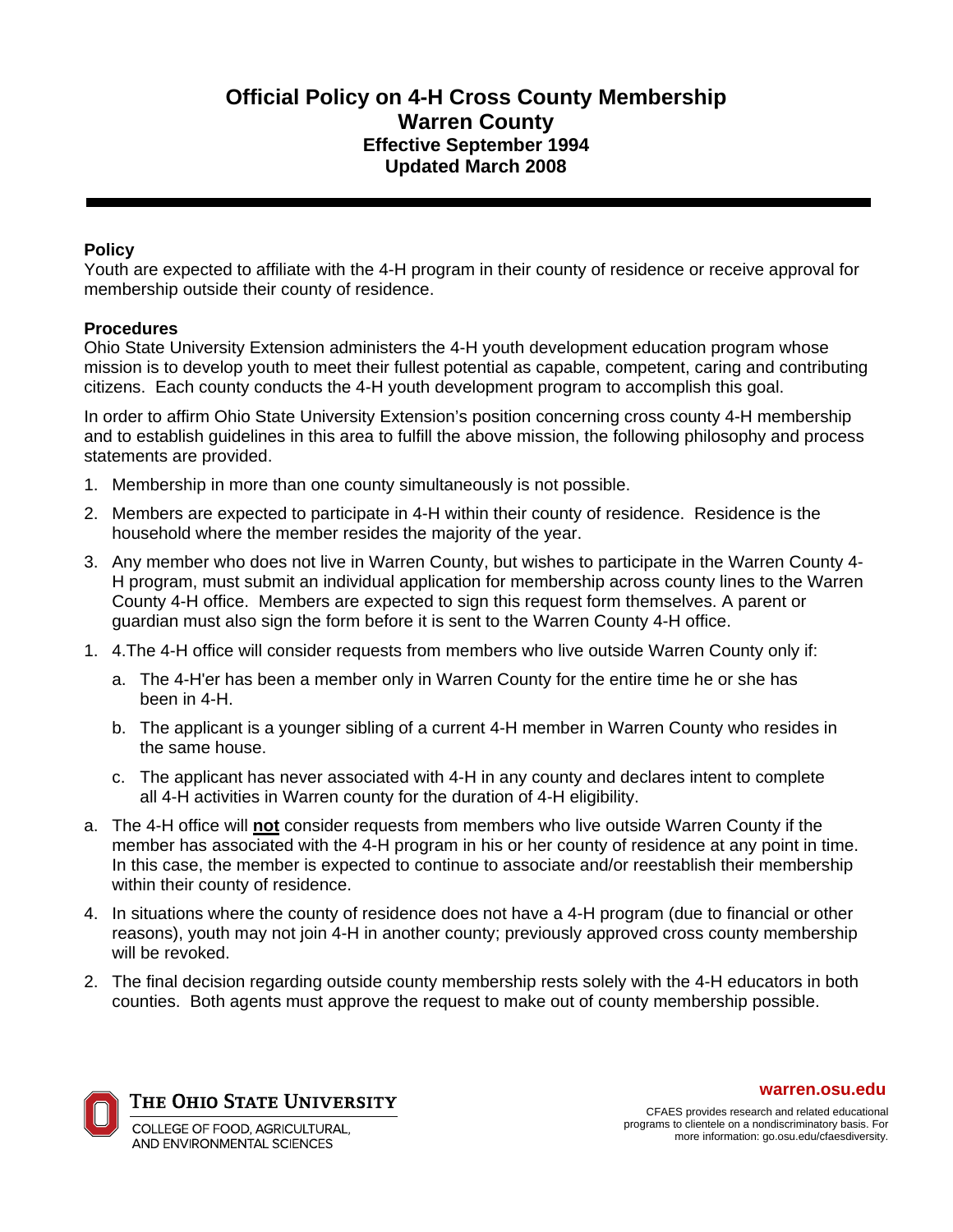# Official Policy on 4-H Cross County Membership
## Warren County
### Effective September 1994
### Updated March 2008

---

**Policy**

Youth are expected to affiliate with the 4-H program in their county of residence or receive approval for membership outside their county of residence.

**Procedures**

Ohio State University Extension administers the 4-H youth development education program whose mission is to develop youth to meet their fullest potential as capable, competent, caring and contributing citizens. Each county conducts the 4-H youth development program to accomplish this goal.

In order to affirm Ohio State University Extension's position concerning cross county 4-H membership and to establish guidelines in this area to fulfill the above mission, the following philosophy and process statements are provided.

1. Membership in more than one county simultaneously is not possible.
2. Members are expected to participate in 4-H within their county of residence. Residence is the household where the member resides the majority of the year.
3. Any member who does not live in Warren County, but wishes to participate in the Warren County 4-H program, must submit an individual application for membership across county lines to the Warren County 4-H office. Members are expected to sign this request form themselves. A parent or guardian must also sign the form before it is sent to the Warren County 4-H office.

1. 4.The 4-H office will consider requests from members who live outside Warren County only if:
   a. The 4-H'er has been a member only in Warren County for the entire time he or she has been in 4-H.
   b. The applicant is a younger sibling of a current 4-H member in Warren County who resides in the same house.
   c. The applicant has never associated with 4-H in any county and declares intent to complete all 4-H activities in Warren county for the duration of 4-H eligibility.

a. The 4-H office will **not** consider requests from members who live outside Warren County if the member has associated with the 4-H program in his or her county of residence at any point in time. In this case, the member is expected to continue to associate and/or reestablish their membership within their county of residence.

4. In situations where the county of residence does not have a 4-H program (due to financial or other reasons), youth may not join 4-H in another county; previously approved cross county membership will be revoked.

2. The final decision regarding outside county membership rests solely with the 4-H educators in both counties. Both agents must approve the request to make out of county membership possible.

THE OHIO STATE UNIVERSITY

COLLEGE OF FOOD, AGRICULTURAL, AND ENVIRONMENTAL SCIENCES

warren.osu.edu

CFAES provides research and related educational programs to clientele on a nondiscriminatory basis. For more information: go.osu.edu/cfaesdiversity.